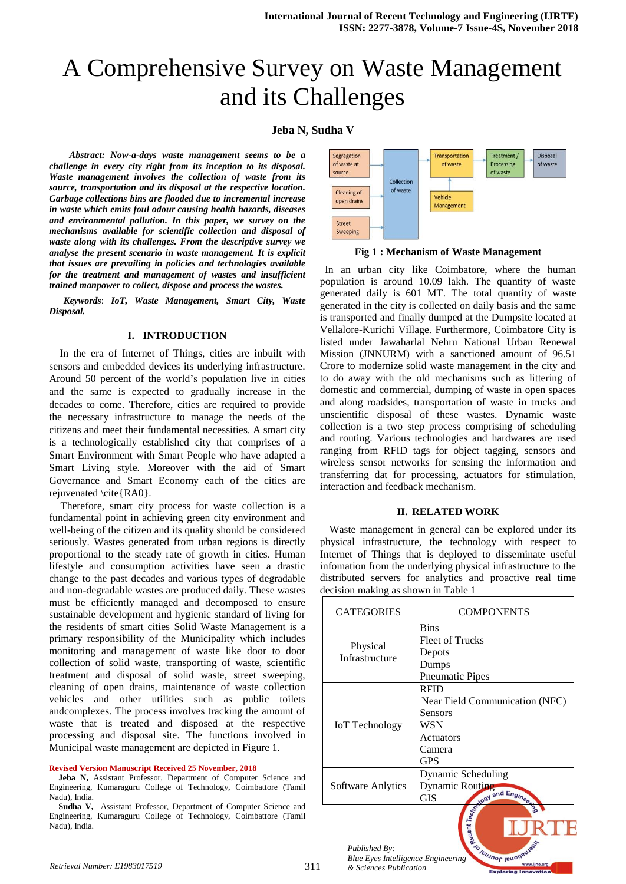# A Comprehensive Survey on Waste Management and its Challenges

**Jeba N, Sudha V**

***Abstract:*** ***Now-a-days waste management seems to be a challenge in every city right from its inception to its disposal. Waste management involves the collection of waste from its source, transportation and its disposal at the respective location. Garbage collections bins are flooded due to incremental increase in waste which emits foul odour causing health hazards, diseases and environmental pollution. In this paper, we survey on the mechanisms available for scientific collection and disposal of waste along with its challenges. From the descriptive survey we analyse the present scenario in waste management. It is explicit that issues are prevailing in policies and technologies available for the treatment and management of wastes and insufficient trained manpower to collect, dispose and process the wastes.***

***Keywords****: IoT, Waste Management, Smart City, Waste Disposal.*

## I. INTRODUCTION

In the era of Internet of Things, cities are inbuilt with sensors and embedded devices its underlying infrastructure. Around 50 percent of the world's population live in cities and the same is expected to gradually increase in the decades to come. Therefore, cities are required to provide the necessary infrastructure to manage the needs of the citizens and meet their fundamental necessities. A smart city is a technologically established city that comprises of a Smart Environment with Smart People who have adapted a Smart Living style. Moreover with the aid of Smart Governance and Smart Economy each of the cities are rejuvenated \cite{RA0}.

Therefore, smart city process for waste collection is a fundamental point in achieving green city environment and well-being of the citizen and its quality should be considered seriously. Wastes generated from urban regions is directly proportional to the steady rate of growth in cities. Human lifestyle and consumption activities have seen a drastic change to the past decades and various types of degradable and non-degradable wastes are produced daily. These wastes must be efficiently managed and decomposed to ensure sustainable development and hygienic standard of living for the residents of smart cities Solid Waste Management is a primary responsibility of the Municipality which includes monitoring and management of waste like door to door collection of solid waste, transporting of waste, scientific treatment and disposal of solid waste, street sweeping, cleaning of open drains, maintenance of waste collection vehicles and other utilities such as public toilets andcomplexes. The process involves tracking the amount of waste that is treated and disposed at the respective processing and disposal site. The functions involved in Municipal waste management are depicted in Figure 1.

**Revised Version Manuscript Received 25 November, 2018**

**Jeba N,** Assistant Professor, Department of Computer Science and Engineering, Kumaraguru College of Technology, Coimbattore (Tamil Nadu), India.

**Sudha V,** Assistant Professor, Department of Computer Science and Engineering, Kumaraguru College of Technology, Coimbattore (Tamil Nadu), India.

Segregation of waste at source | Cleaning of open drains | Street Sweeping → Collection of waste → Transportation of waste (Vehicle Management) → Treatment / Processing of waste → Disposal of waste

**Fig 1 : Mechanism of Waste Management**

In an urban city like Coimbatore, where the human population is around 10.09 lakh. The quantity of waste generated daily is 601 MT. The total quantity of waste generated in the city is collected on daily basis and the same is transported and finally dumped at the Dumpsite located at Vellalore-Kurichi Village. Furthermore, Coimbatore City is listed under Jawaharlal Nehru National Urban Renewal Mission (JNNURM) with a sanctioned amount of 96.51 Crore to modernize solid waste management in the city and to do away with the old mechanisms such as littering of domestic and commercial, dumping of waste in open spaces and along roadsides, transportation of waste in trucks and unscientific disposal of these wastes. Dynamic waste collection is a two step process comprising of scheduling and routing. Various technologies and hardwares are used ranging from RFID tags for object tagging, sensors and wireless sensor networks for sensing the information and transferring dat for processing, actuators for stimulation, interaction and feedback mechanism.

## II. RELATED WORK

Waste management in general can be explored under its physical infrastructure, the technology with respect to Internet of Things that is deployed to disseminate useful infomation from the underlying physical infrastructure to the distributed servers for analytics and proactive real time decision making as shown in Table 1

| CATEGORIES | COMPONENTS |
|---|---|
| Physical Infrastructure | Bins<br>Fleet of Trucks<br>Depots<br>Dumps<br>Pneumatic Pipes |
| IoT Technology | RFID<br>Near Field Communication (NFC)<br>Sensors<br>WSN<br>Actuators<br>Camera<br>GPS |
| Software Anlytics | Dynamic Scheduling<br>Dynamic Routing<br>GIS |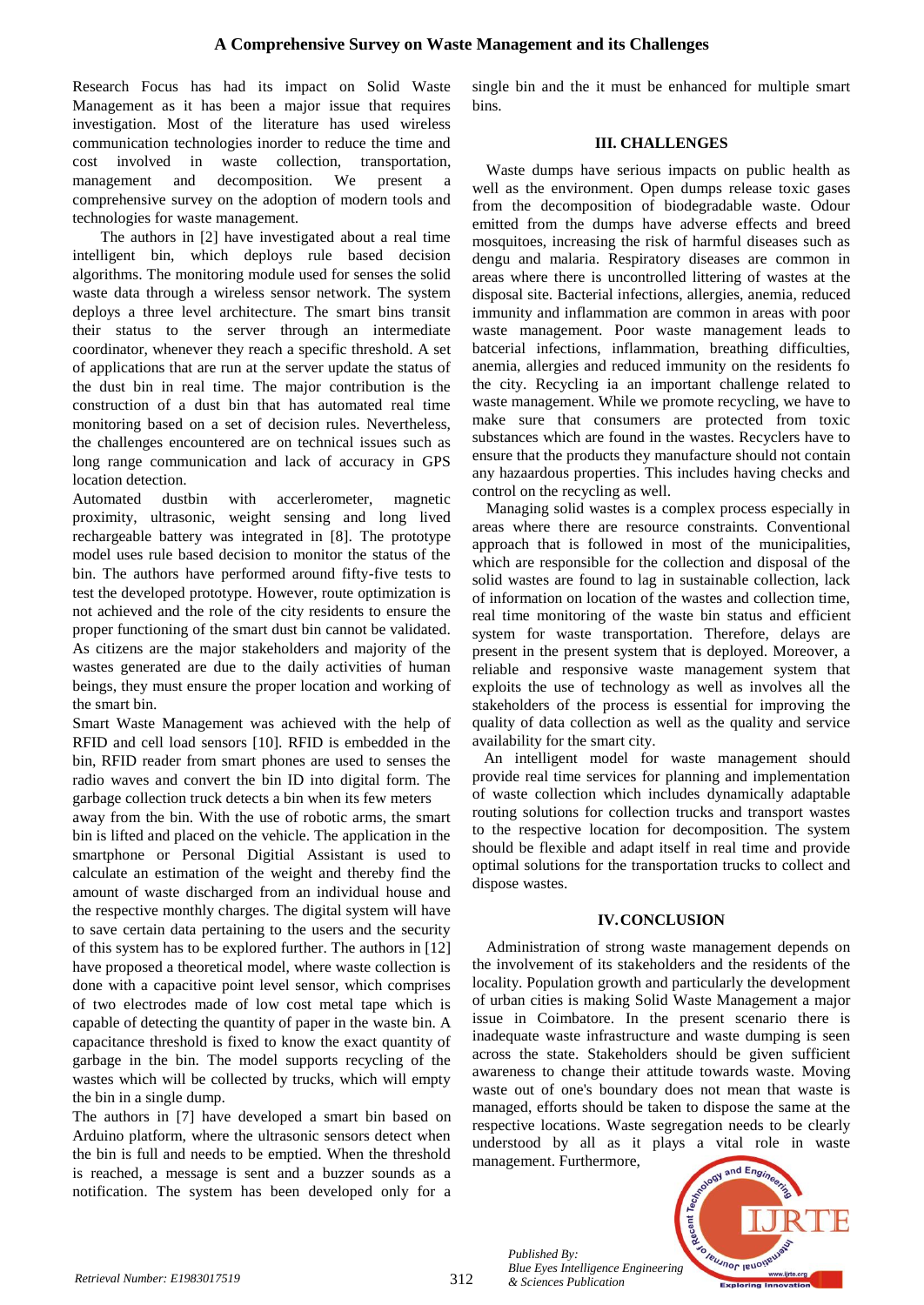Research Focus has had its impact on Solid Waste Management as it has been a major issue that requires investigation. Most of the literature has used wireless communication technologies inorder to reduce the time and cost involved in waste collection, transportation, management and decomposition. We present a comprehensive survey on the adoption of modern tools and technologies for waste management.

The authors in [2] have investigated about a real time intelligent bin, which deploys rule based decision algorithms. The monitoring module used for senses the solid waste data through a wireless sensor network. The system deploys a three level architecture. The smart bins transit their status to the server through an intermediate coordinator, whenever they reach a specific threshold. A set of applications that are run at the server update the status of the dust bin in real time. The major contribution is the construction of a dust bin that has automated real time monitoring based on a set of decision rules. Nevertheless, the challenges encountered are on technical issues such as long range communication and lack of accuracy in GPS location detection.

Automated dustbin with accerlerometer, magnetic proximity, ultrasonic, weight sensing and long lived rechargeable battery was integrated in [8]. The prototype model uses rule based decision to monitor the status of the bin. The authors have performed around fifty-five tests to test the developed prototype. However, route optimization is not achieved and the role of the city residents to ensure the proper functioning of the smart dust bin cannot be validated. As citizens are the major stakeholders and majority of the wastes generated are due to the daily activities of human beings, they must ensure the proper location and working of the smart bin.

Smart Waste Management was achieved with the help of RFID and cell load sensors [10]. RFID is embedded in the bin, RFID reader from smart phones are used to senses the radio waves and convert the bin ID into digital form. The garbage collection truck detects a bin when its few meters away from the bin. With the use of robotic arms, the smart bin is lifted and placed on the vehicle. The application in the smartphone or Personal Digitial Assistant is used to calculate an estimation of the weight and thereby find the amount of waste discharged from an individual house and the respective monthly charges. The digital system will have to save certain data pertaining to the users and the security of this system has to be explored further. The authors in [12] have proposed a theoretical model, where waste collection is done with a capacitive point level sensor, which comprises of two electrodes made of low cost metal tape which is capable of detecting the quantity of paper in the waste bin. A capacitance threshold is fixed to know the exact quantity of garbage in the bin. The model supports recycling of the wastes which will be collected by trucks, which will empty the bin in a single dump.

The authors in [7] have developed a smart bin based on Arduino platform, where the ultrasonic sensors detect when the bin is full and needs to be emptied. When the threshold is reached, a message is sent and a buzzer sounds as a notification. The system has been developed only for a single bin and the it must be enhanced for multiple smart bins.

## III. CHALLENGES

Waste dumps have serious impacts on public health as well as the environment. Open dumps release toxic gases from the decomposition of biodegradable waste. Odour emitted from the dumps have adverse effects and breed mosquitoes, increasing the risk of harmful diseases such as dengu and malaria. Respiratory diseases are common in areas where there is uncontrolled littering of wastes at the disposal site. Bacterial infections, allergies, anemia, reduced immunity and inflammation are common in areas with poor waste management. Poor waste management leads to batcerial infections, inflammation, breathing difficulties, anemia, allergies and reduced immunity on the residents fo the city. Recycling ia an important challenge related to waste management. While we promote recycling, we have to make sure that consumers are protected from toxic substances which are found in the wastes. Recyclers have to ensure that the products they manufacture should not contain any hazaardous properties. This includes having checks and control on the recycling as well.

Managing solid wastes is a complex process especially in areas where there are resource constraints. Conventional approach that is followed in most of the municipalities, which are responsible for the collection and disposal of the solid wastes are found to lag in sustainable collection, lack of information on location of the wastes and collection time, real time monitoring of the waste bin status and efficient system for waste transportation. Therefore, delays are present in the present system that is deployed. Moreover, a reliable and responsive waste management system that exploits the use of technology as well as involves all the stakeholders of the process is essential for improving the quality of data collection as well as the quality and service availability for the smart city.

An intelligent model for waste management should provide real time services for planning and implementation of waste collection which includes dynamically adaptable routing solutions for collection trucks and transport wastes to the respective location for decomposition. The system should be flexible and adapt itself in real time and provide optimal solutions for the transportation trucks to collect and dispose wastes.

## IV. CONCLUSION

Administration of strong waste management depends on the involvement of its stakeholders and the residents of the locality. Population growth and particularly the development of urban cities is making Solid Waste Management a major issue in Coimbatore. In the present scenario there is inadequate waste infrastructure and waste dumping is seen across the state. Stakeholders should be given sufficient awareness to change their attitude towards waste. Moving waste out of one's boundary does not mean that waste is managed, efforts should be taken to dispose the same at the respective locations. Waste segregation needs to be clearly understood by all as it plays a vital role in waste management. Furthermore,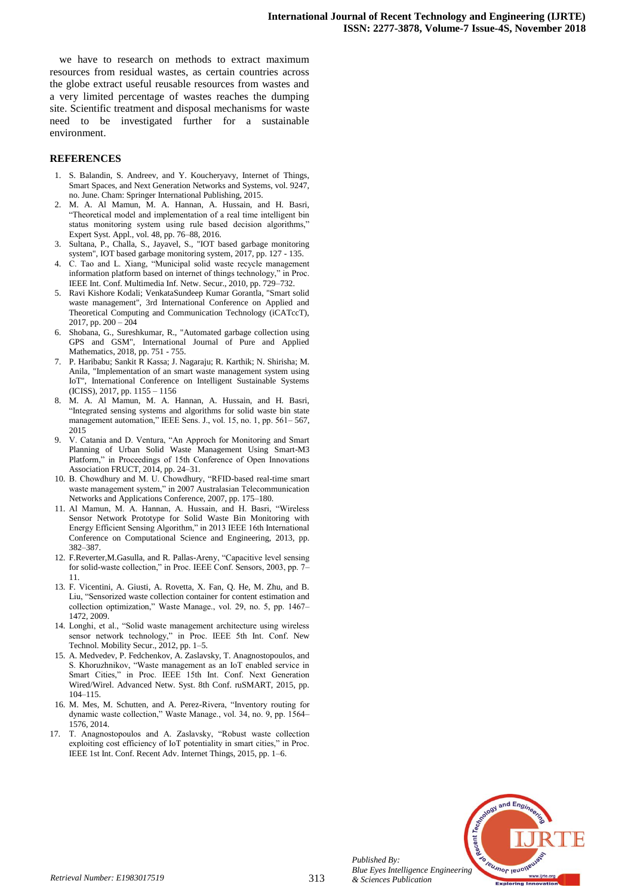we have to research on methods to extract maximum resources from residual wastes, as certain countries across the globe extract useful reusable resources from wastes and a very limited percentage of wastes reaches the dumping site. Scientific treatment and disposal mechanisms for waste need to be investigated further for a sustainable environment.

## REFERENCES

1. S. Balandin, S. Andreev, and Y. Koucheryavy, Internet of Things, Smart Spaces, and Next Generation Networks and Systems, vol. 9247, no. June. Cham: Springer International Publishing, 2015.
2. M. A. Al Mamun, M. A. Hannan, A. Hussain, and H. Basri, "Theoretical model and implementation of a real time intelligent bin status monitoring system using rule based decision algorithms," Expert Syst. Appl., vol. 48, pp. 76–88, 2016.
3. Sultana, P., Challa, S., Jayavel, S., "IOT based garbage monitoring system", IOT based garbage monitoring system, 2017, pp. 127 - 135.
4. C. Tao and L. Xiang, "Municipal solid waste recycle management information platform based on internet of things technology," in Proc. IEEE Int. Conf. Multimedia Inf. Netw. Secur., 2010, pp. 729–732.
5. Ravi Kishore Kodali; VenkataSundeep Kumar Gorantla, "Smart solid waste management", 3rd International Conference on Applied and Theoretical Computing and Communication Technology (iCATccT), 2017, pp. 200 – 204
6. Shobana, G., Sureshkumar, R., "Automated garbage collection using GPS and GSM", International Journal of Pure and Applied Mathematics, 2018, pp. 751 - 755.
7. P. Haribabu; Sankit R Kassa; J. Nagaraju; R. Karthik; N. Shirisha; M. Anila, "Implementation of an smart waste management system using IoT", International Conference on Intelligent Sustainable Systems (ICISS), 2017, pp. 1155 – 1156
8. M. A. Al Mamun, M. A. Hannan, A. Hussain, and H. Basri, "Integrated sensing systems and algorithms for solid waste bin state management automation," IEEE Sens. J., vol. 15, no. 1, pp. 561– 567, 2015
9. V. Catania and D. Ventura, "An Approch for Monitoring and Smart Planning of Urban Solid Waste Management Using Smart-M3 Platform," in Proceedings of 15th Conference of Open Innovations Association FRUCT, 2014, pp. 24–31.
10. B. Chowdhury and M. U. Chowdhury, "RFID-based real-time smart waste management system," in 2007 Australasian Telecommunication Networks and Applications Conference, 2007, pp. 175–180.
11. Al Mamun, M. A. Hannan, A. Hussain, and H. Basri, "Wireless Sensor Network Prototype for Solid Waste Bin Monitoring with Energy Efficient Sensing Algorithm," in 2013 IEEE 16th International Conference on Computational Science and Engineering, 2013, pp. 382–387.
12. F.Reverter,M.Gasulla, and R. Pallas-Areny, "Capacitive level sensing for solid-waste collection," in Proc. IEEE Conf. Sensors, 2003, pp. 7–11.
13. F. Vicentini, A. Giusti, A. Rovetta, X. Fan, Q. He, M. Zhu, and B. Liu, "Sensorized waste collection container for content estimation and collection optimization," Waste Manage., vol. 29, no. 5, pp. 1467–1472, 2009.
14. Longhi, et al., "Solid waste management architecture using wireless sensor network technology," in Proc. IEEE 5th Int. Conf. New Technol. Mobility Secur., 2012, pp. 1–5.
15. A. Medvedev, P. Fedchenkov, A. Zaslavsky, T. Anagnostopoulos, and S. Khoruzhnikov, "Waste management as an IoT enabled service in Smart Cities," in Proc. IEEE 15th Int. Conf. Next Generation Wired/Wirel. Advanced Netw. Syst. 8th Conf. ruSMART, 2015, pp. 104–115.
16. M. Mes, M. Schutten, and A. Perez-Rivera, "Inventory routing for dynamic waste collection," Waste Manage., vol. 34, no. 9, pp. 1564–1576, 2014.
17. T. Anagnostopoulos and A. Zaslavsky, "Robust waste collection exploiting cost efficiency of IoT potentiality in smart cities," in Proc. IEEE 1st Int. Conf. Recent Adv. Internet Things, 2015, pp. 1–6.